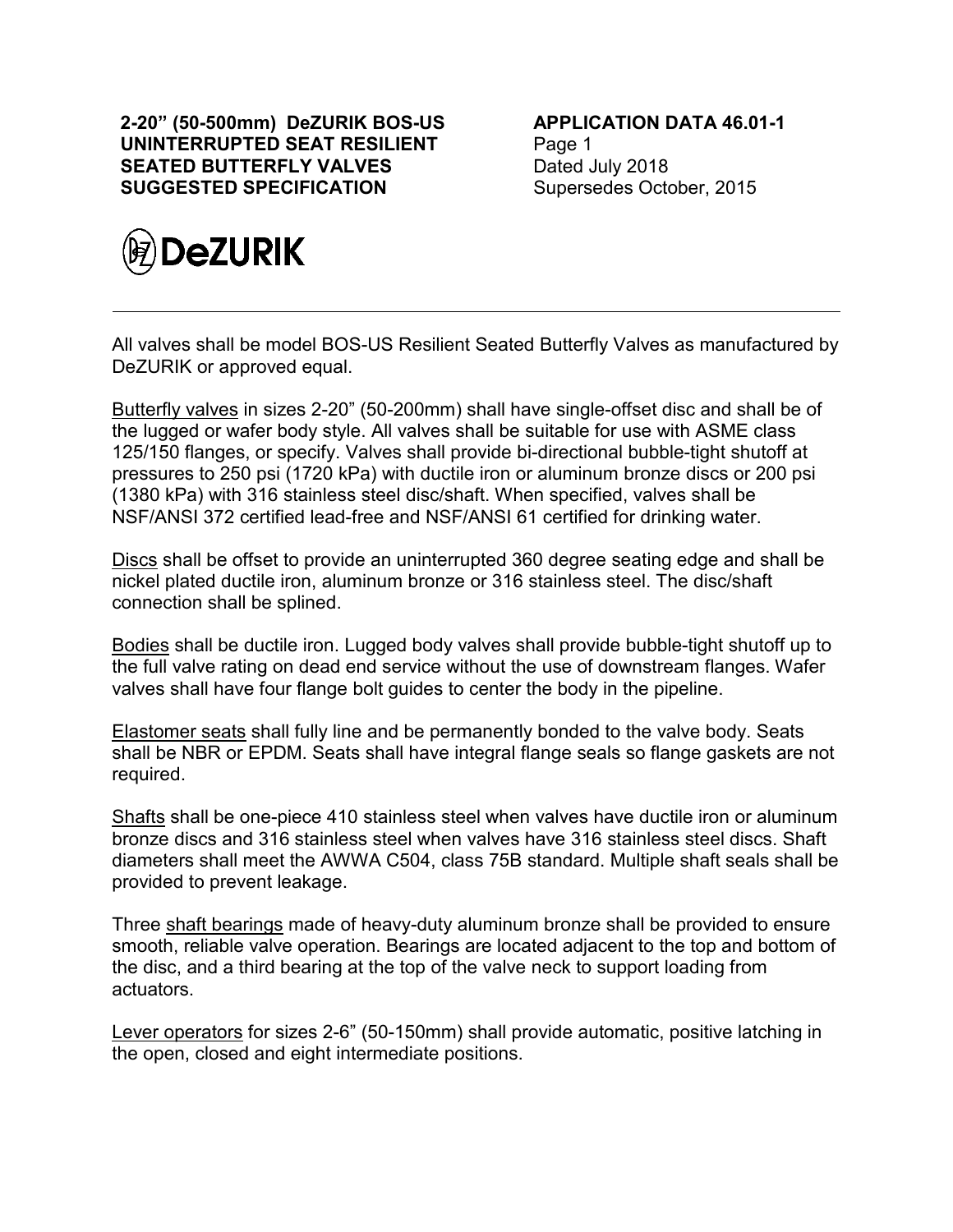**2-20" (50-500mm) DeZURIK BOS-US UNINTERRUPTED SEAT RESILIENT SEATED BUTTERFLY VALVES SUGGESTED SPECIFICATION**

**APPLICATION DATA 46.01-1**
Page 1
Dated July 2018
Supersedes October, 2015

DeZURIK

---

All valves shall be model BOS-US Resilient Seated Butterfly Valves as manufactured by DeZURIK or approved equal.

Butterfly valves in sizes 2-20" (50-200mm) shall have single-offset disc and shall be of the lugged or wafer body style. All valves shall be suitable for use with ASME class 125/150 flanges, or specify. Valves shall provide bi-directional bubble-tight shutoff at pressures to 250 psi (1720 kPa) with ductile iron or aluminum bronze discs or 200 psi (1380 kPa) with 316 stainless steel disc/shaft. When specified, valves shall be NSF/ANSI 372 certified lead-free and NSF/ANSI 61 certified for drinking water.

Discs shall be offset to provide an uninterrupted 360 degree seating edge and shall be nickel plated ductile iron, aluminum bronze or 316 stainless steel. The disc/shaft connection shall be splined.

Bodies shall be ductile iron. Lugged body valves shall provide bubble-tight shutoff up to the full valve rating on dead end service without the use of downstream flanges. Wafer valves shall have four flange bolt guides to center the body in the pipeline.

Elastomer seats shall fully line and be permanently bonded to the valve body. Seats shall be NBR or EPDM. Seats shall have integral flange seals so flange gaskets are not required.

Shafts shall be one-piece 410 stainless steel when valves have ductile iron or aluminum bronze discs and 316 stainless steel when valves have 316 stainless steel discs. Shaft diameters shall meet the AWWA C504, class 75B standard. Multiple shaft seals shall be provided to prevent leakage.

Three shaft bearings made of heavy-duty aluminum bronze shall be provided to ensure smooth, reliable valve operation. Bearings are located adjacent to the top and bottom of the disc, and a third bearing at the top of the valve neck to support loading from actuators.

Lever operators for sizes 2-6" (50-150mm) shall provide automatic, positive latching in the open, closed and eight intermediate positions.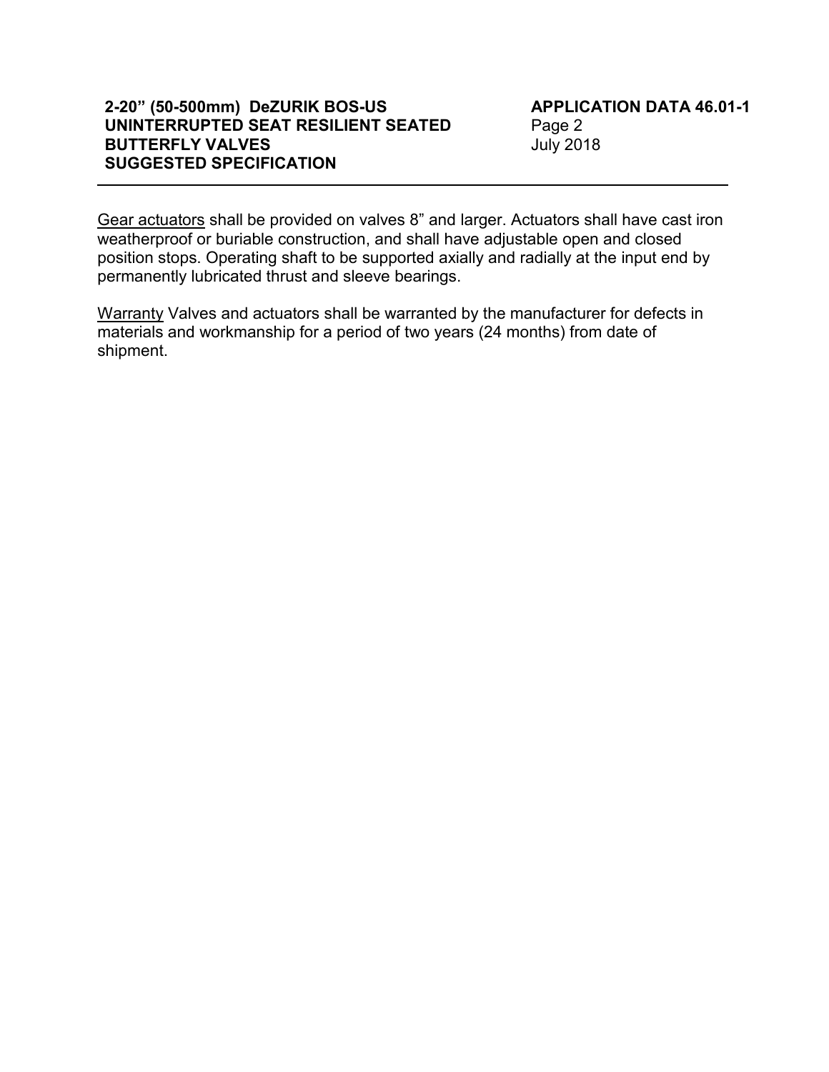Gear actuators shall be provided on valves 8" and larger. Actuators shall have cast iron weatherproof or buriable construction, and shall have adjustable open and closed position stops. Operating shaft to be supported axially and radially at the input end by permanently lubricated thrust and sleeve bearings.

Warranty Valves and actuators shall be warranted by the manufacturer for defects in materials and workmanship for a period of two years (24 months) from date of shipment.